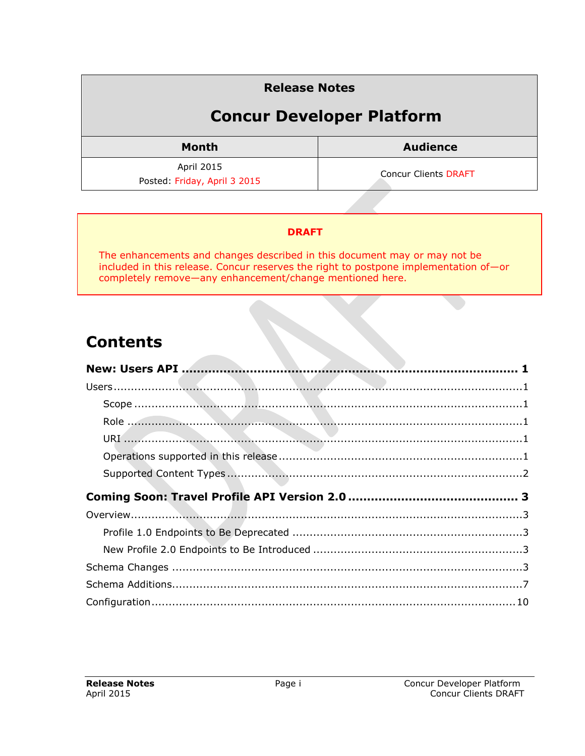| Release Notes Concur Developer Platform | |
|---|---|
| **Month** | **Audience** |
| April 2015<br>Posted: Friday, April 3 2015 | Concur Clients DRAFT |

**DRAFT**

The enhancements and changes described in this document may or may not be included in this release. Concur reserves the right to postpone implementation of—or completely remove—any enhancement/change mentioned here.

# Contents

**New: Users API** ..... 1

Users ..... 1

- Scope ..... 1
- Role ..... 1
- URI ..... 1
- Operations supported in this release ..... 1
- Supported Content Types ..... 2

**Coming Soon: Travel Profile API Version 2.0** ..... 3

Overview ..... 3

- Profile 1.0 Endpoints to Be Deprecated ..... 3
- New Profile 2.0 Endpoints to Be Introduced ..... 3

Schema Changes ..... 3

Schema Additions ..... 7

Configuration ..... 10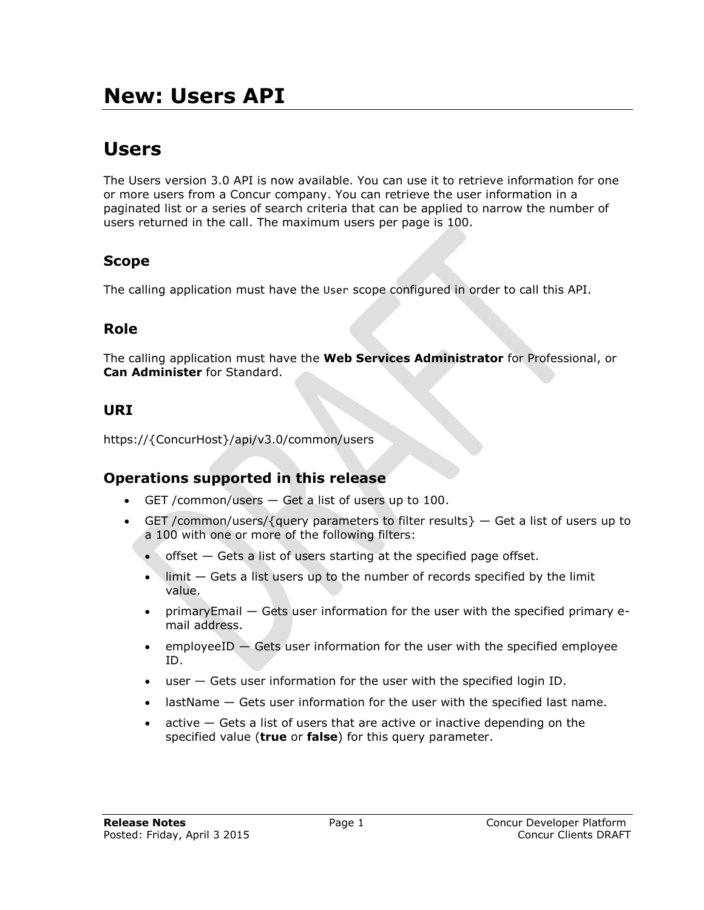# New: Users API

## Users

The Users version 3.0 API is now available. You can use it to retrieve information for one or more users from a Concur company. You can retrieve the user information in a paginated list or a series of search criteria that can be applied to narrow the number of users returned in the call. The maximum users per page is 100.

### Scope

The calling application must have the `User` scope configured in order to call this API.

### Role

The calling application must have the **Web Services Administrator** for Professional, or **Can Administer** for Standard.

### URI

https://{ConcurHost}/api/v3.0/common/users

### Operations supported in this release

- GET /common/users — Get a list of users up to 100.
- GET /common/users/{query parameters to filter results} — Get a list of users up to a 100 with one or more of the following filters:
  - offset — Gets a list of users starting at the specified page offset.
  - limit — Gets a list users up to the number of records specified by the limit value.
  - primaryEmail — Gets user information for the user with the specified primary e-mail address.
  - employeeID — Gets user information for the user with the specified employee ID.
  - user — Gets user information for the user with the specified login ID.
  - lastName — Gets user information for the user with the specified last name.
  - active — Gets a list of users that are active or inactive depending on the specified value (**true** or **false**) for this query parameter.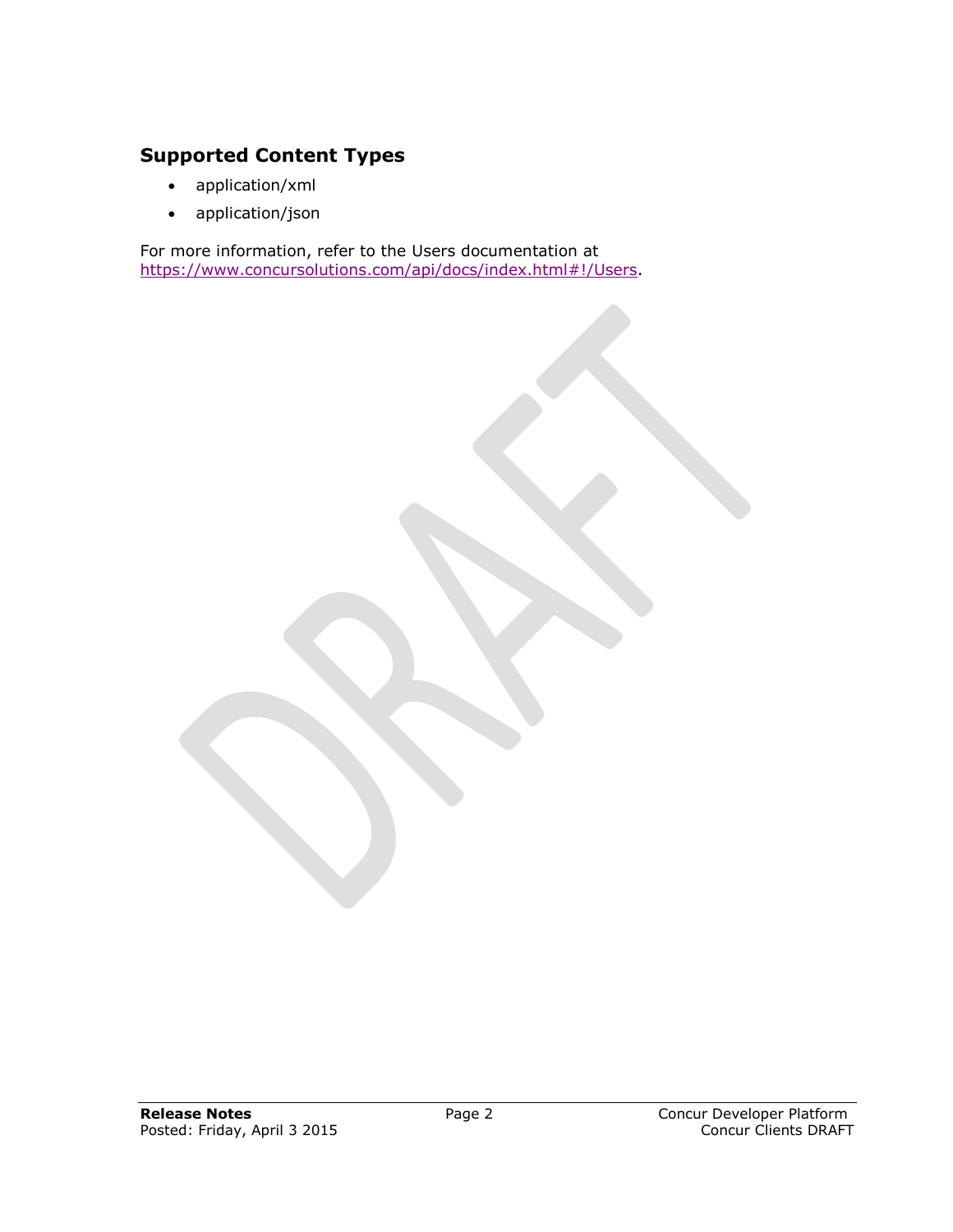## Supported Content Types

- application/xml
- application/json

For more information, refer to the Users documentation at [https://www.concursolutions.com/api/docs/index.html#!/Users](https://www.concursolutions.com/api/docs/index.html#!/Users).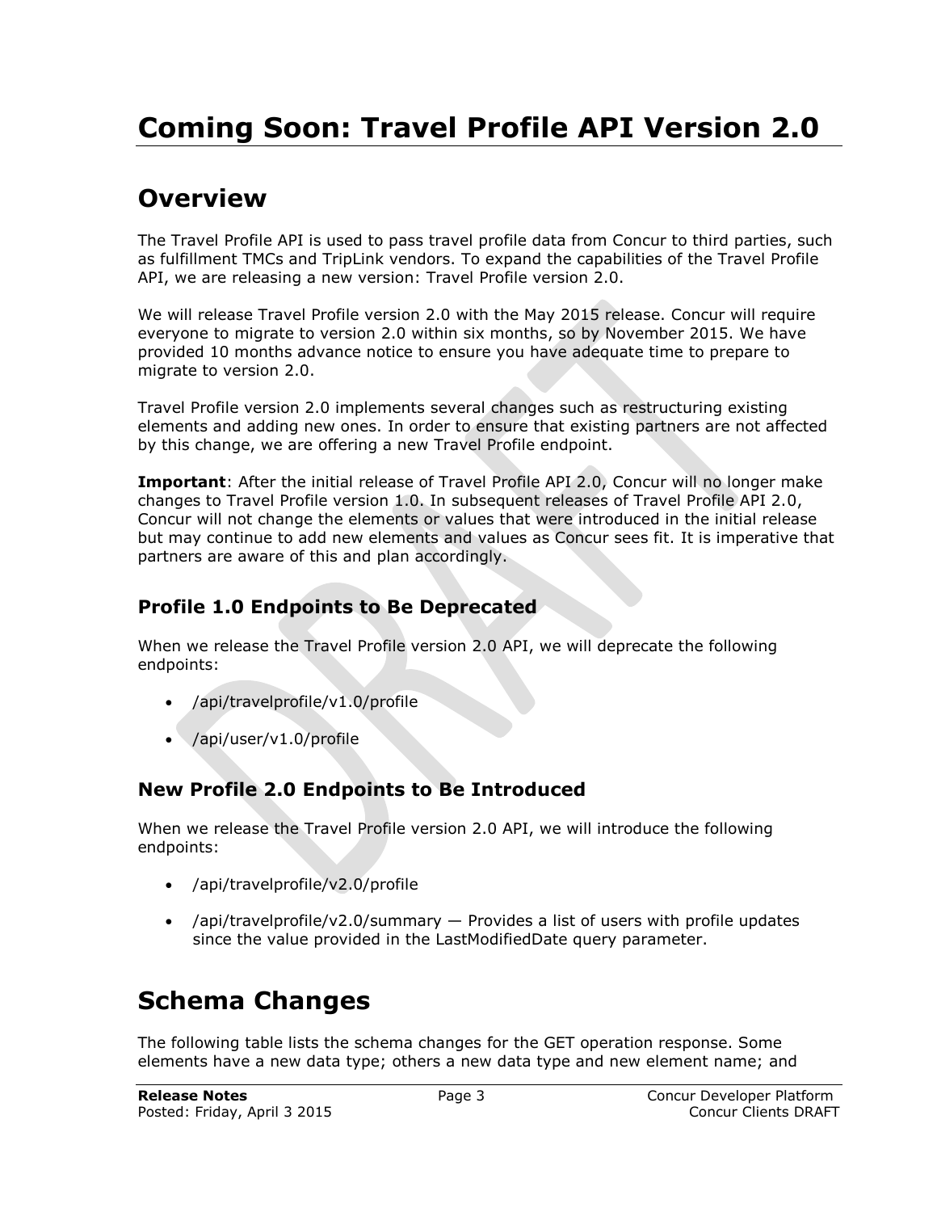# Coming Soon: Travel Profile API Version 2.0

## Overview

The Travel Profile API is used to pass travel profile data from Concur to third parties, such as fulfillment TMCs and TripLink vendors. To expand the capabilities of the Travel Profile API, we are releasing a new version: Travel Profile version 2.0.

We will release Travel Profile version 2.0 with the May 2015 release. Concur will require everyone to migrate to version 2.0 within six months, so by November 2015. We have provided 10 months advance notice to ensure you have adequate time to prepare to migrate to version 2.0.

Travel Profile version 2.0 implements several changes such as restructuring existing elements and adding new ones. In order to ensure that existing partners are not affected by this change, we are offering a new Travel Profile endpoint.

**Important**: After the initial release of Travel Profile API 2.0, Concur will no longer make changes to Travel Profile version 1.0. In subsequent releases of Travel Profile API 2.0, Concur will not change the elements or values that were introduced in the initial release but may continue to add new elements and values as Concur sees fit. It is imperative that partners are aware of this and plan accordingly.

### Profile 1.0 Endpoints to Be Deprecated

When we release the Travel Profile version 2.0 API, we will deprecate the following endpoints:

- /api/travelprofile/v1.0/profile
- /api/user/v1.0/profile

### New Profile 2.0 Endpoints to Be Introduced

When we release the Travel Profile version 2.0 API, we will introduce the following endpoints:

- /api/travelprofile/v2.0/profile
- /api/travelprofile/v2.0/summary — Provides a list of users with profile updates since the value provided in the LastModifiedDate query parameter.

# Schema Changes

The following table lists the schema changes for the GET operation response. Some elements have a new data type; others a new data type and new element name; and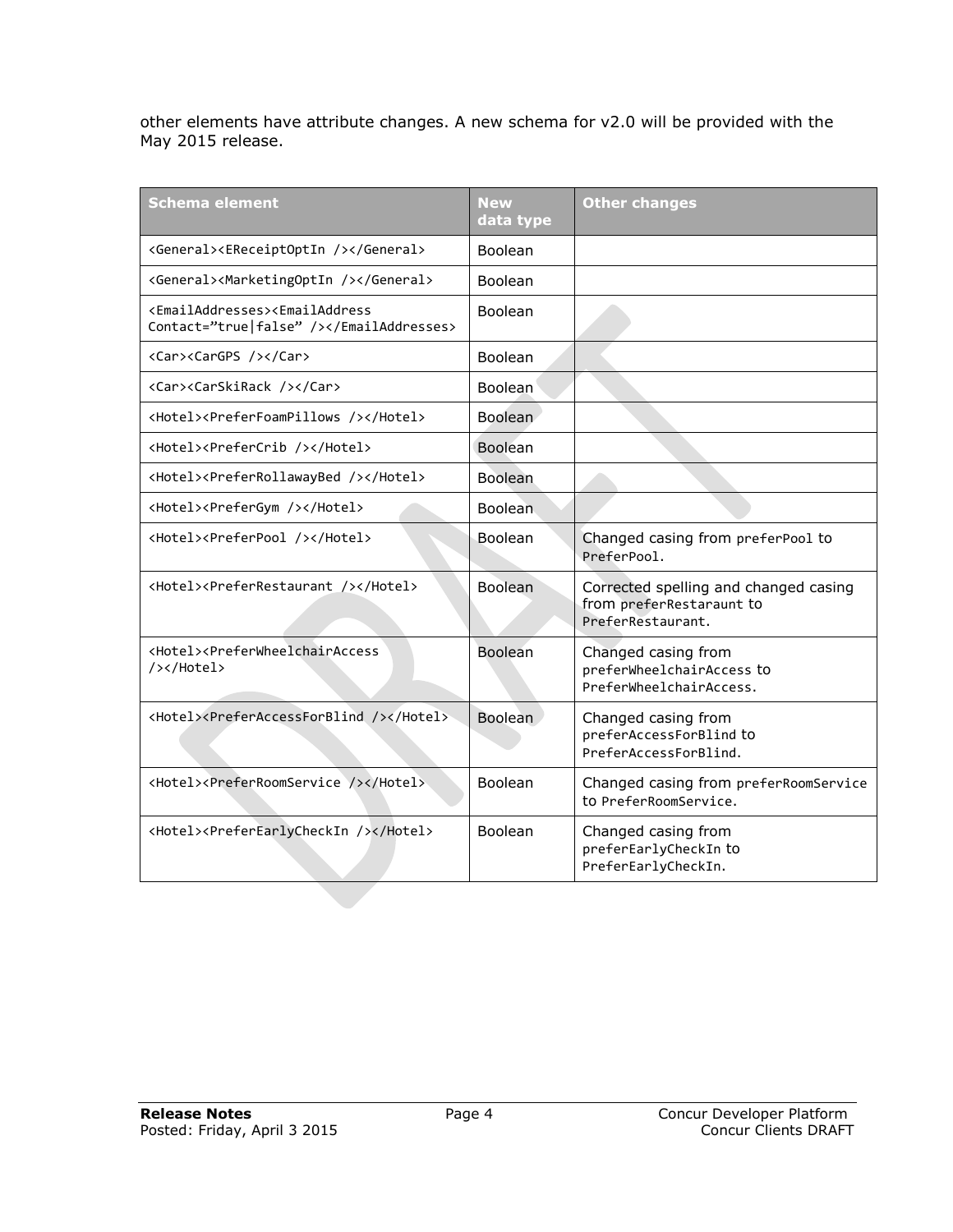other elements have attribute changes. A new schema for v2.0 will be provided with the May 2015 release.

| Schema element | New data type | Other changes |
|---|---|---|
| `<General><EReceiptOptIn /></General>` | Boolean | |
| `<General><MarketingOptIn /></General>` | Boolean | |
| `<EmailAddresses><EmailAddress Contact="true|false" /></EmailAddresses>` | Boolean | |
| `<Car><CarGPS /></Car>` | Boolean | |
| `<Car><CarSkiRack /></Car>` | Boolean | |
| `<Hotel><PreferFoamPillows /></Hotel>` | Boolean | |
| `<Hotel><PreferCrib /></Hotel>` | Boolean | |
| `<Hotel><PreferRollawayBed /></Hotel>` | Boolean | |
| `<Hotel><PreferGym /></Hotel>` | Boolean | |
| `<Hotel><PreferPool /></Hotel>` | Boolean | Changed casing from `preferPool` to `PreferPool`. |
| `<Hotel><PreferRestaurant /></Hotel>` | Boolean | Corrected spelling and changed casing from `preferRestaraunt` to `PreferRestaurant`. |
| `<Hotel><PreferWheelchairAccess /></Hotel>` | Boolean | Changed casing from `preferWheelchairAccess` to `PreferWheelchairAccess`. |
| `<Hotel><PreferAccessForBlind /></Hotel>` | Boolean | Changed casing from `preferAccessForBlind` to `PreferAccessForBlind`. |
| `<Hotel><PreferRoomService /></Hotel>` | Boolean | Changed casing from `preferRoomService` to `PreferRoomService`. |
| `<Hotel><PreferEarlyCheckIn /></Hotel>` | Boolean | Changed casing from `preferEarlyCheckIn` to `PreferEarlyCheckIn`. |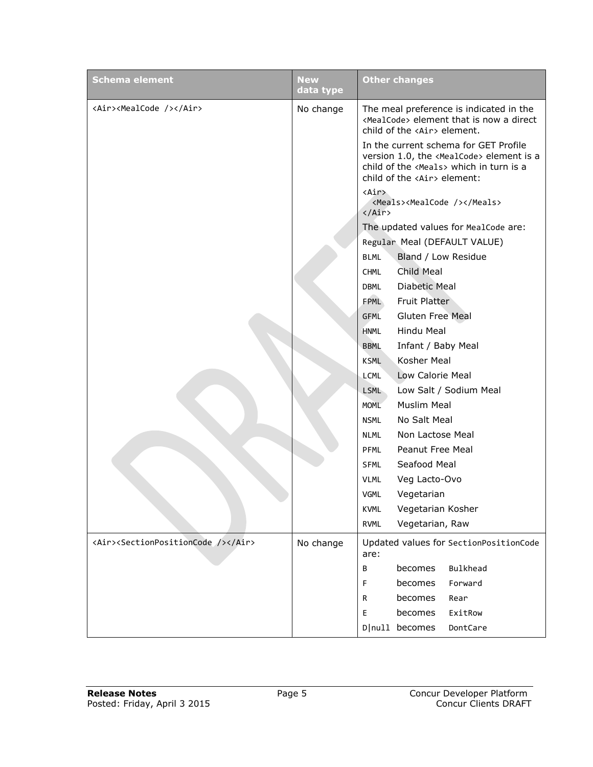| Schema element | New data type | Other changes |
| --- | --- | --- |
| `<Air><MealCode /></Air>` | No change | The meal preference is indicated in the `<MealCode>` element that is now a direct child of the `<Air>` element.<br><br>In the current schema for GET Profile version 1.0, the `<MealCode>` element is a child of the `<Meals>` which in turn is a child of the `<Air>` element:<br><br>`<Air>`<br>`  <Meals><MealCode /></Meals>`<br>`</Air>`<br><br>The updated values for `MealCode` are:<br>`Regular` Meal (DEFAULT VALUE)<br>`BLML` Bland / Low Residue<br>`CHML` Child Meal<br>`DBML` Diabetic Meal<br>`FPML` Fruit Platter<br>`GFML` Gluten Free Meal<br>`HNML` Hindu Meal<br>`BBML` Infant / Baby Meal<br>`KSML` Kosher Meal<br>`LCML` Low Calorie Meal<br>`LSML` Low Salt / Sodium Meal<br>`MOML` Muslim Meal<br>`NSML` No Salt Meal<br>`NLML` Non Lactose Meal<br>`PFML` Peanut Free Meal<br>`SFML` Seafood Meal<br>`VLML` Veg Lacto-Ovo<br>`VGML` Vegetarian<br>`KVML` Vegetarian Kosher<br>`RVML` Vegetarian, Raw |
| `<Air><SectionPositionCode /></Air>` | No change | Updated values for `SectionPositionCode` are:<br>`B` becomes `Bulkhead`<br>`F` becomes `Forward`<br>`R` becomes `Rear`<br>`E` becomes `ExitRow`<br>`D\|null` becomes `DontCare` |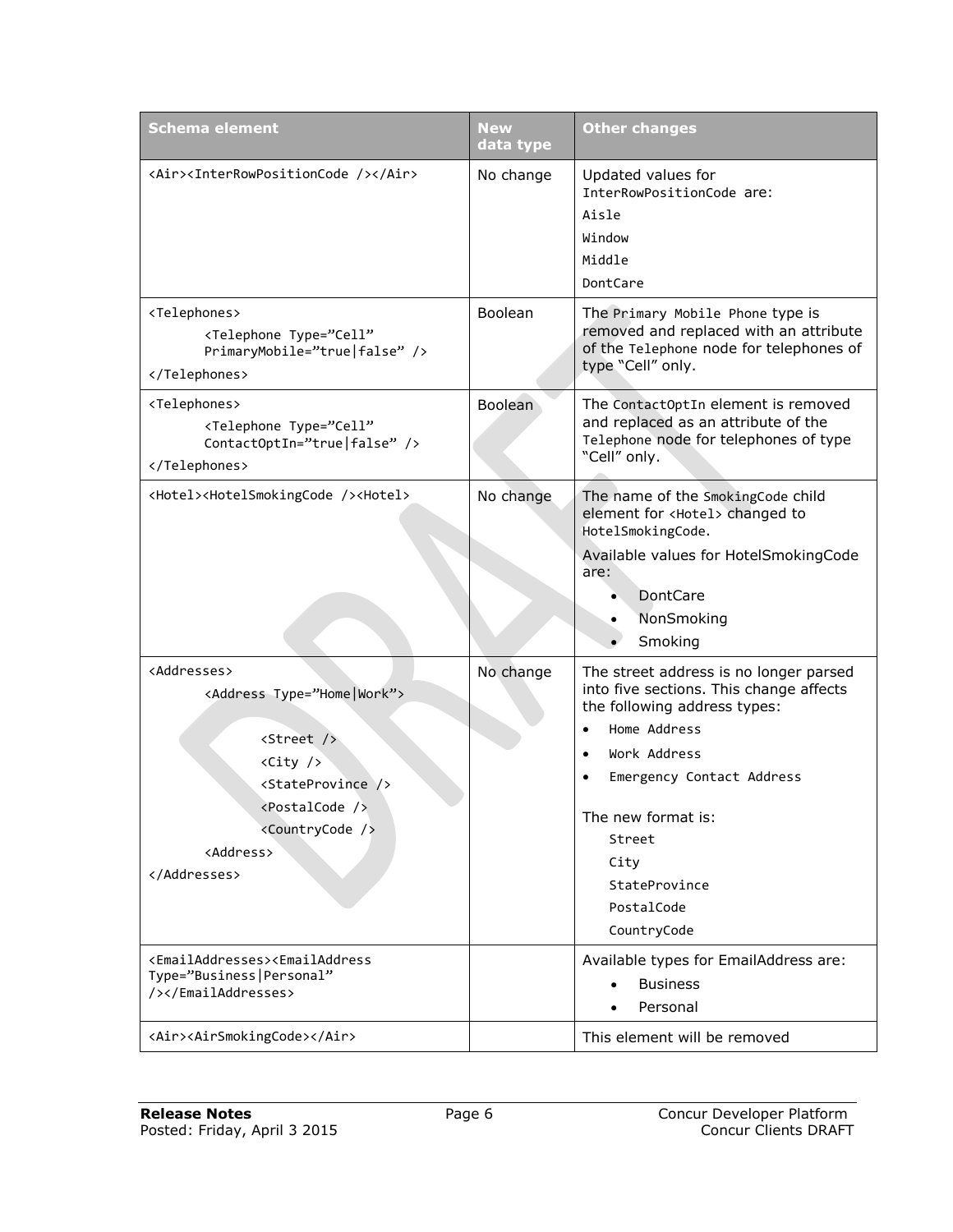| Schema element | New data type | Other changes |
|---|---|---|
| `<Air><InterRowPositionCode /></Air>` | No change | Updated values for `InterRowPositionCode` are:<br>`Aisle`<br>`Window`<br>`Middle`<br>`DontCare` |
| `<Telephones>`<br>`<Telephone Type="Cell" PrimaryMobile="true\|false" />`<br>`</Telephones>` | Boolean | The `Primary Mobile Phone` type is removed and replaced with an attribute of the `Telephone` node for telephones of type "Cell" only. |
| `<Telephones>`<br>`<Telephone Type="Cell" ContactOptIn="true\|false" />`<br>`</Telephones>` | Boolean | The `ContactOptIn` element is removed and replaced as an attribute of the `Telephone` node for telephones of type "Cell" only. |
| `<Hotel><HotelSmokingCode /><Hotel>` | No change | The name of the `SmokingCode` child element for `<Hotel>` changed to `HotelSmokingCode`.<br>Available values for HotelSmokingCode are:<br>• DontCare<br>• NonSmoking<br>• Smoking |
| `<Addresses>`<br>`<Address Type="Home\|Work">`<br>`<Street />`<br>`<City />`<br>`<StateProvince />`<br>`<PostalCode />`<br>`<CountryCode />`<br>`<Address>`<br>`</Addresses>` | No change | The street address is no longer parsed into five sections. This change affects the following address types:<br>• `Home Address`<br>• `Work Address`<br>• `Emergency Contact Address`<br>The new format is:<br>`Street`<br>`City`<br>`StateProvince`<br>`PostalCode`<br>`CountryCode` |
| `<EmailAddresses><EmailAddress Type="Business\|Personal" /></EmailAddresses>` | | Available types for EmailAddress are:<br>• Business<br>• Personal |
| `<Air><AirSmokingCode></Air>` | | This element will be removed |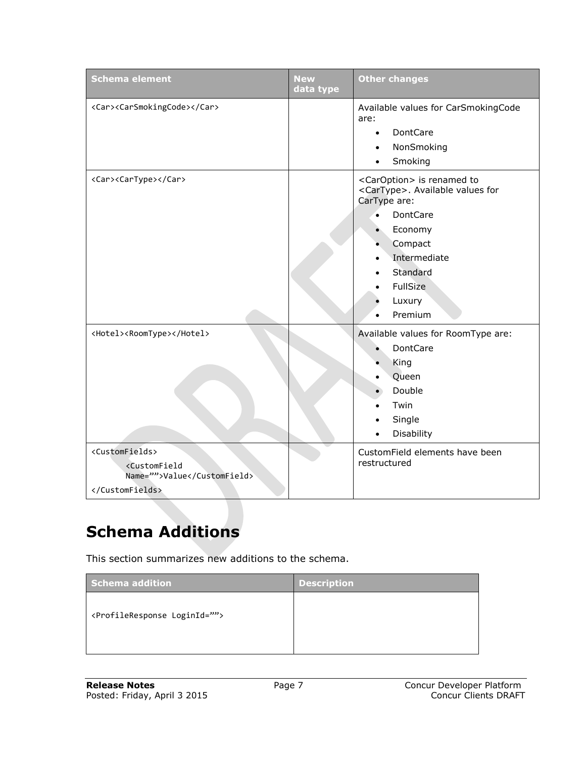| Schema element | New data type | Other changes |
| --- | --- | --- |
| `<Car><CarSmokingCode></Car>` | | Available values for CarSmokingCode are:<br>• DontCare<br>• NonSmoking<br>• Smoking |
| `<Car><CarType></Car>` | | `<CarOption>` is renamed to `<CarType>`. Available values for CarType are:<br>• DontCare<br>• Economy<br>• Compact<br>• Intermediate<br>• Standard<br>• FullSize<br>• Luxury<br>• Premium |
| `<Hotel><RoomType></Hotel>` | | Available values for RoomType are:<br>• DontCare<br>• King<br>• Queen<br>• Double<br>• Twin<br>• Single<br>• Disability |
| `<CustomFields>`<br>`<CustomField Name="">Value</CustomField>`<br>`</CustomFields>` | | CustomField elements have been restructured |

# Schema Additions

This section summarizes new additions to the schema.

| Schema addition | Description |
| --- | --- |
| `<ProfileResponse LoginId="">` | |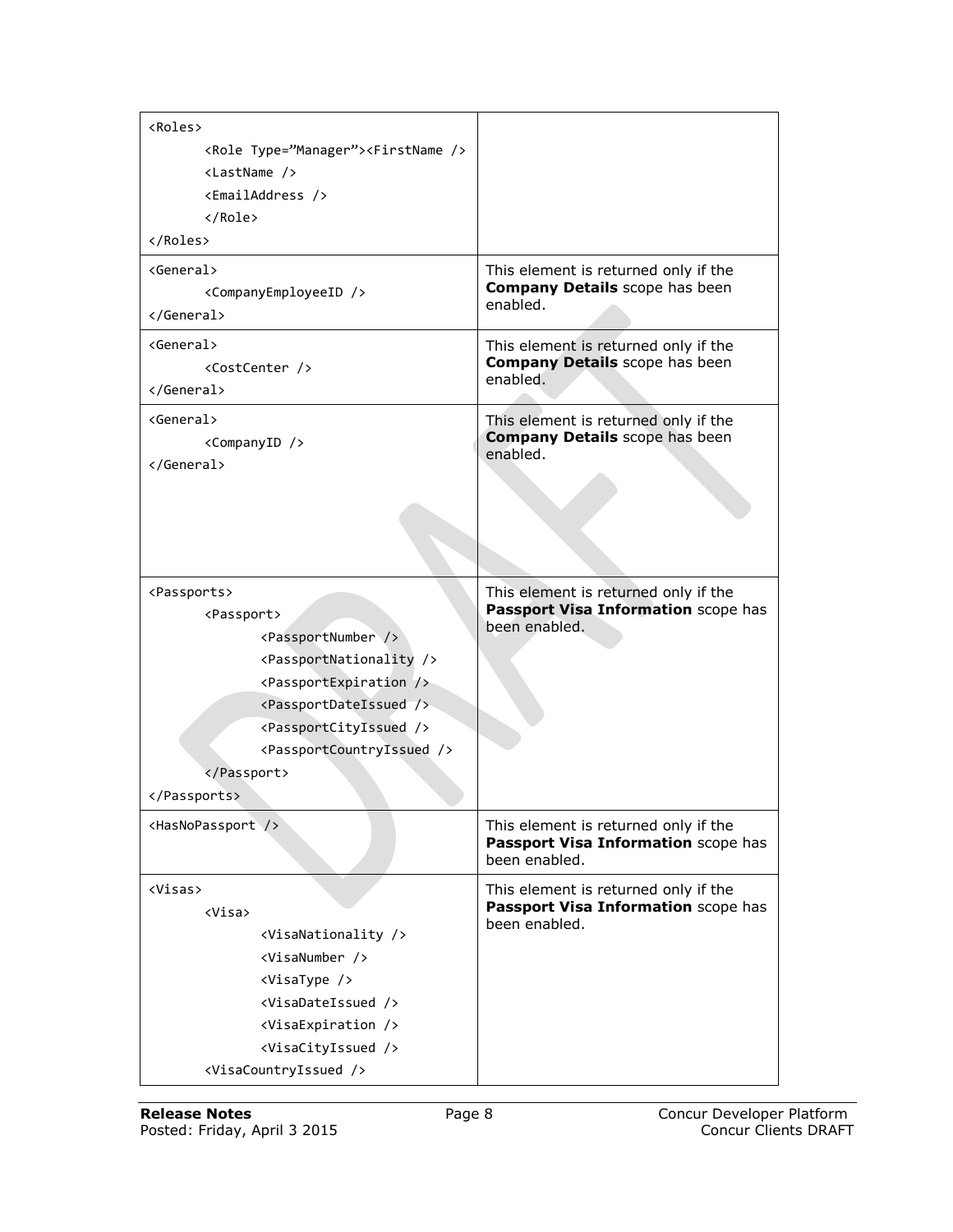| | |
|---|---|
| `<Roles>`<br>`<Role Type="Manager"><FirstName />`<br>`<LastName />`<br>`<EmailAddress />`<br>`</Role>`<br>`</Roles>` | |
| `<General>`<br>`<CompanyEmployeeID />`<br>`</General>` | This element is returned only if the **Company Details** scope has been enabled. |
| `<General>`<br>`<CostCenter />`<br>`</General>` | This element is returned only if the **Company Details** scope has been enabled. |
| `<General>`<br>`<CompanyID />`<br>`</General>` | This element is returned only if the **Company Details** scope has been enabled. |
| `<Passports>`<br>`<Passport>`<br>`<PassportNumber />`<br>`<PassportNationality />`<br>`<PassportExpiration />`<br>`<PassportDateIssued />`<br>`<PassportCityIssued />`<br>`<PassportCountryIssued />`<br>`</Passport>`<br>`</Passports>` | This element is returned only if the **Passport Visa Information** scope has been enabled. |
| `<HasNoPassport />` | This element is returned only if the **Passport Visa Information** scope has been enabled. |
| `<Visas>`<br>`<Visa>`<br>`<VisaNationality />`<br>`<VisaNumber />`<br>`<VisaType />`<br>`<VisaDateIssued />`<br>`<VisaExpiration />`<br>`<VisaCityIssued />`<br>`<VisaCountryIssued />` | This element is returned only if the **Passport Visa Information** scope has been enabled. |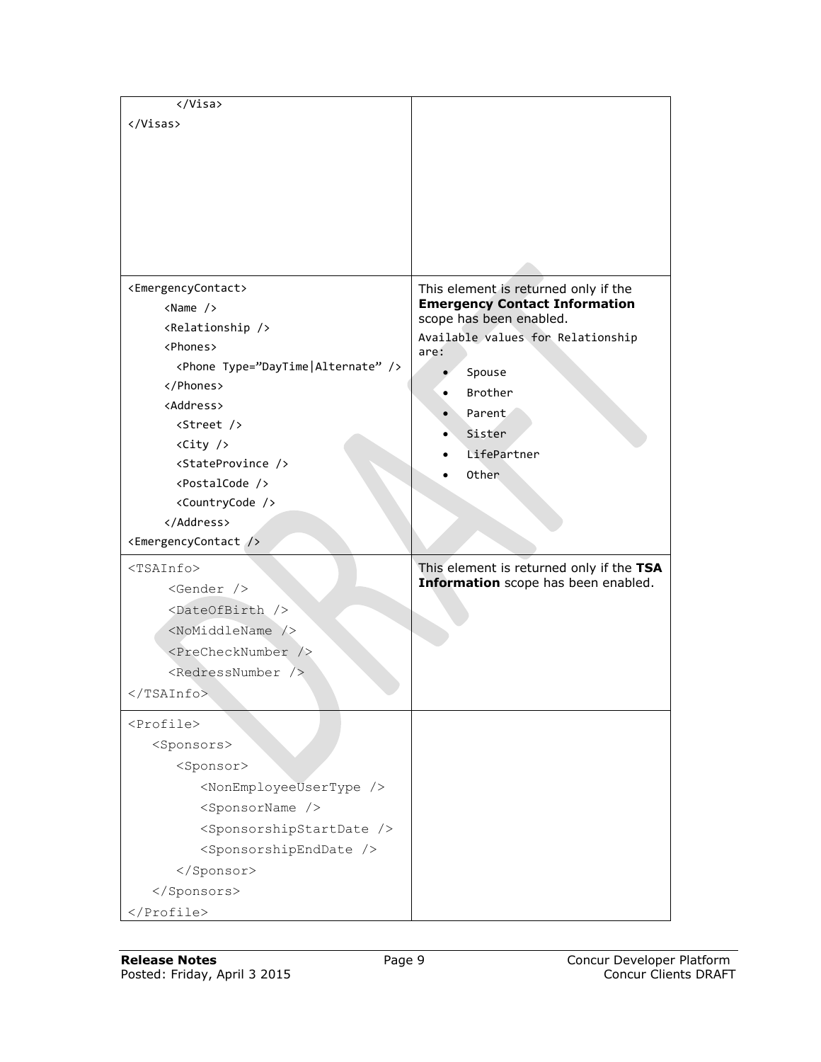| | |
|---|---|
| `</Visa>`<br>`</Visas>` | |
| `<EmergencyContact>`<br>`<Name />`<br>`<Relationship />`<br>`<Phones>`<br>`<Phone Type="DayTime|Alternate" />`<br>`</Phones>`<br>`<Address>`<br>`<Street />`<br>`<City />`<br>`<StateProvince />`<br>`<PostalCode />`<br>`<CountryCode />`<br>`</Address>`<br>`<EmergencyContact />` | This element is returned only if the **Emergency Contact Information** scope has been enabled.<br>Available values for Relationship are:<br>• Spouse<br>• Brother<br>• Parent<br>• Sister<br>• LifePartner<br>• Other |
| `<TSAInfo>`<br>`<Gender />`<br>`<DateOfBirth />`<br>`<NoMiddleName />`<br>`<PreCheckNumber />`<br>`<RedressNumber />`<br>`</TSAInfo>` | This element is returned only if the **TSA Information** scope has been enabled. |
| `<Profile>`<br>`<Sponsors>`<br>`<Sponsor>`<br>`<NonEmployeeUserType />`<br>`<SponsorName />`<br>`<SponsorshipStartDate />`<br>`<SponsorshipEndDate />`<br>`</Sponsor>`<br>`</Sponsors>`<br>`</Profile>` | |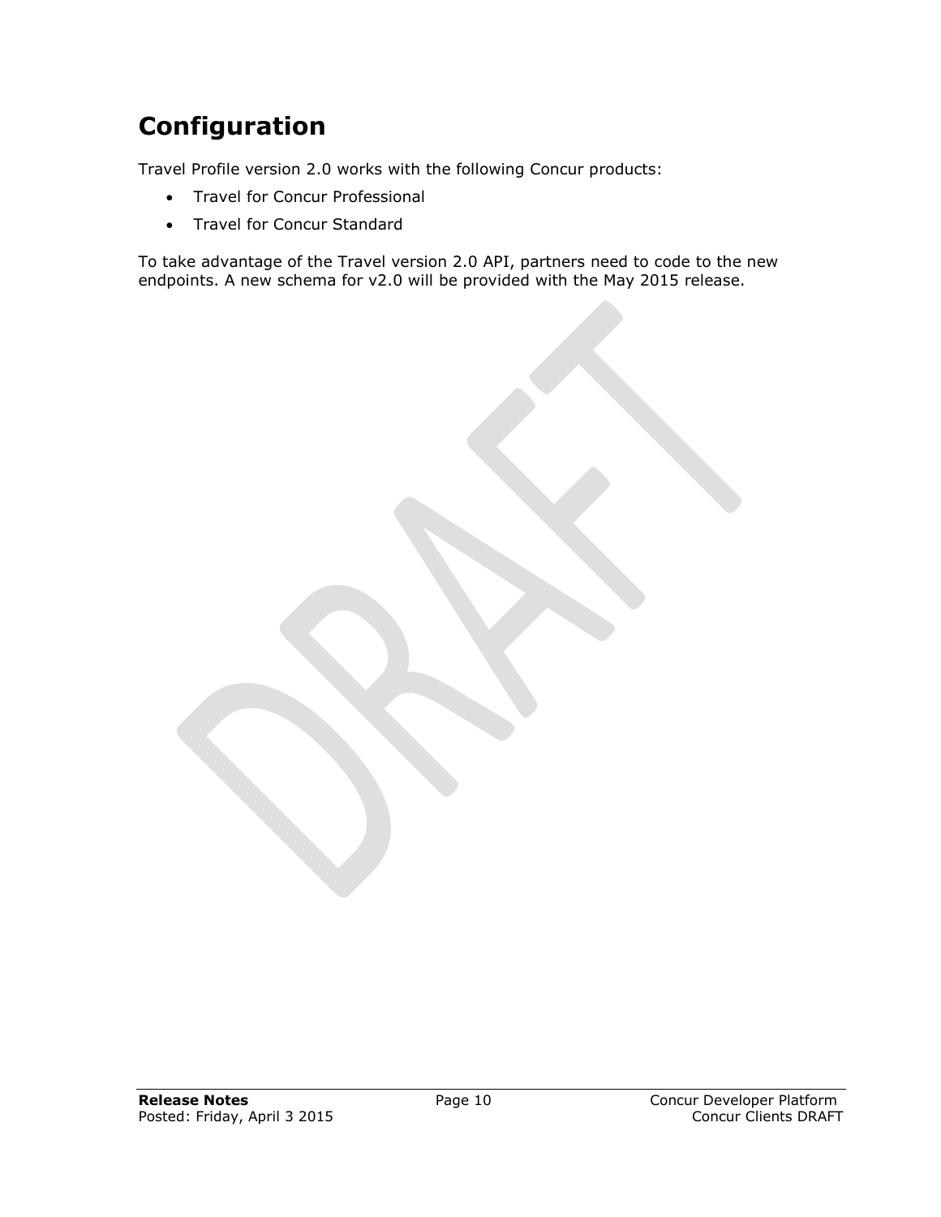# Configuration

Travel Profile version 2.0 works with the following Concur products:

- Travel for Concur Professional
- Travel for Concur Standard

To take advantage of the Travel version 2.0 API, partners need to code to the new endpoints. A new schema for v2.0 will be provided with the May 2015 release.